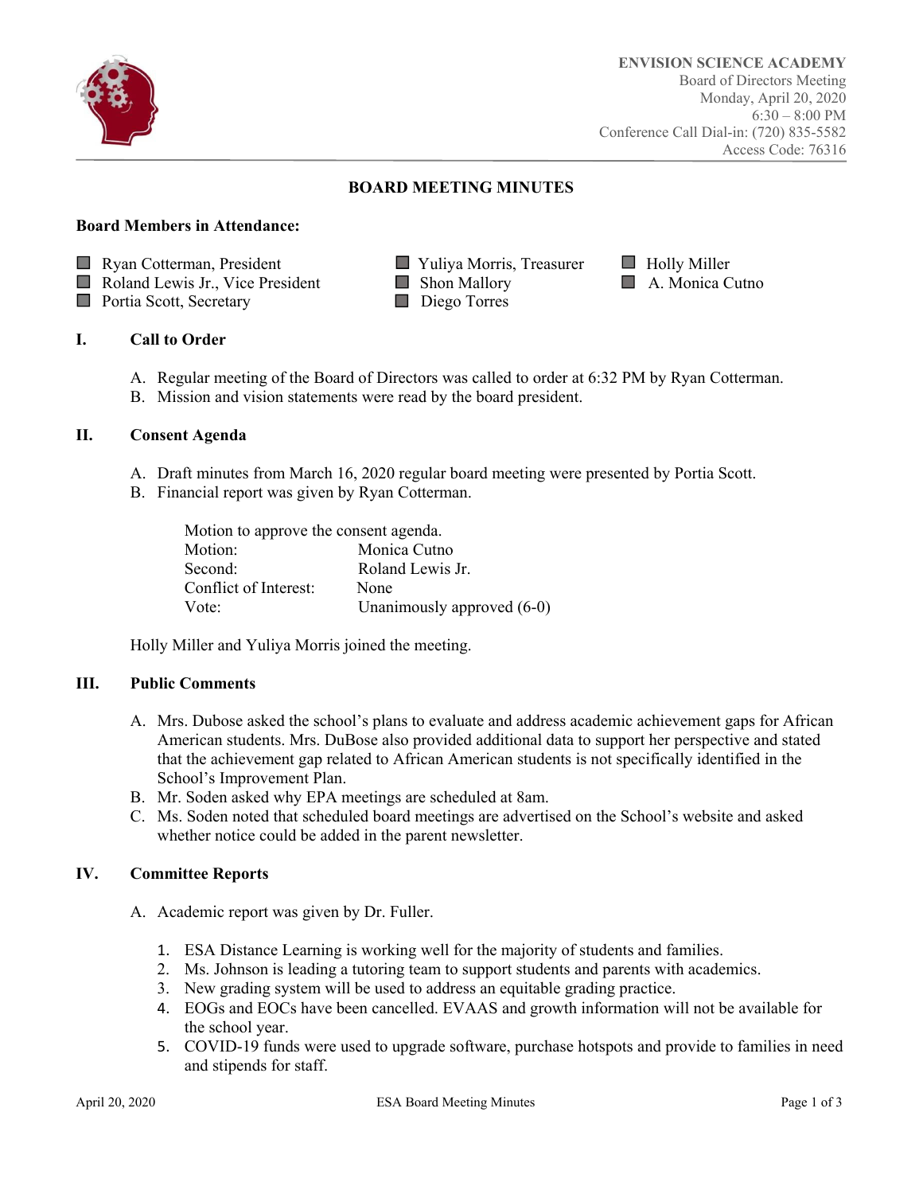**ENVISION SCIENCE ACADEMY**
Board of Directors Meeting
Monday, April 20, 2020
6:30 – 8:00 PM
Conference Call Dial-in: (720) 835-5582
Access Code: 76316

## BOARD MEETING MINUTES

**Board Members in Attendance:**

- ☐ Ryan Cotterman, President
- ☐ Roland Lewis Jr., Vice President
- ☐ Portia Scott, Secretary
- ☐ Yuliya Morris, Treasurer
- ☐ Shon Mallory
- ☐ Diego Torres
- ☐ Holly Miller
- ☐ A. Monica Cutno

### I. Call to Order

A. Regular meeting of the Board of Directors was called to order at 6:32 PM by Ryan Cotterman.
B. Mission and vision statements were read by the board president.

### II. Consent Agenda

A. Draft minutes from March 16, 2020 regular board meeting were presented by Portia Scott.
B. Financial report was given by Ryan Cotterman.

Motion to approve the consent agenda.

| | |
|---|---|
| Motion: | Monica Cutno |
| Second: | Roland Lewis Jr. |
| Conflict of Interest: | None |
| Vote: | Unanimously approved (6-0) |

Holly Miller and Yuliya Morris joined the meeting.

### III. Public Comments

A. Mrs. Dubose asked the school's plans to evaluate and address academic achievement gaps for African American students. Mrs. DuBose also provided additional data to support her perspective and stated that the achievement gap related to African American students is not specifically identified in the School's Improvement Plan.
B. Mr. Soden asked why EPA meetings are scheduled at 8am.
C. Ms. Soden noted that scheduled board meetings are advertised on the School's website and asked whether notice could be added in the parent newsletter.

### IV. Committee Reports

A. Academic report was given by Dr. Fuller.

1. ESA Distance Learning is working well for the majority of students and families.
2. Ms. Johnson is leading a tutoring team to support students and parents with academics.
3. New grading system will be used to address an equitable grading practice.
4. EOGs and EOCs have been cancelled. EVAAS and growth information will not be available for the school year.
5. COVID-19 funds were used to upgrade software, purchase hotspots and provide to families in need and stipends for staff.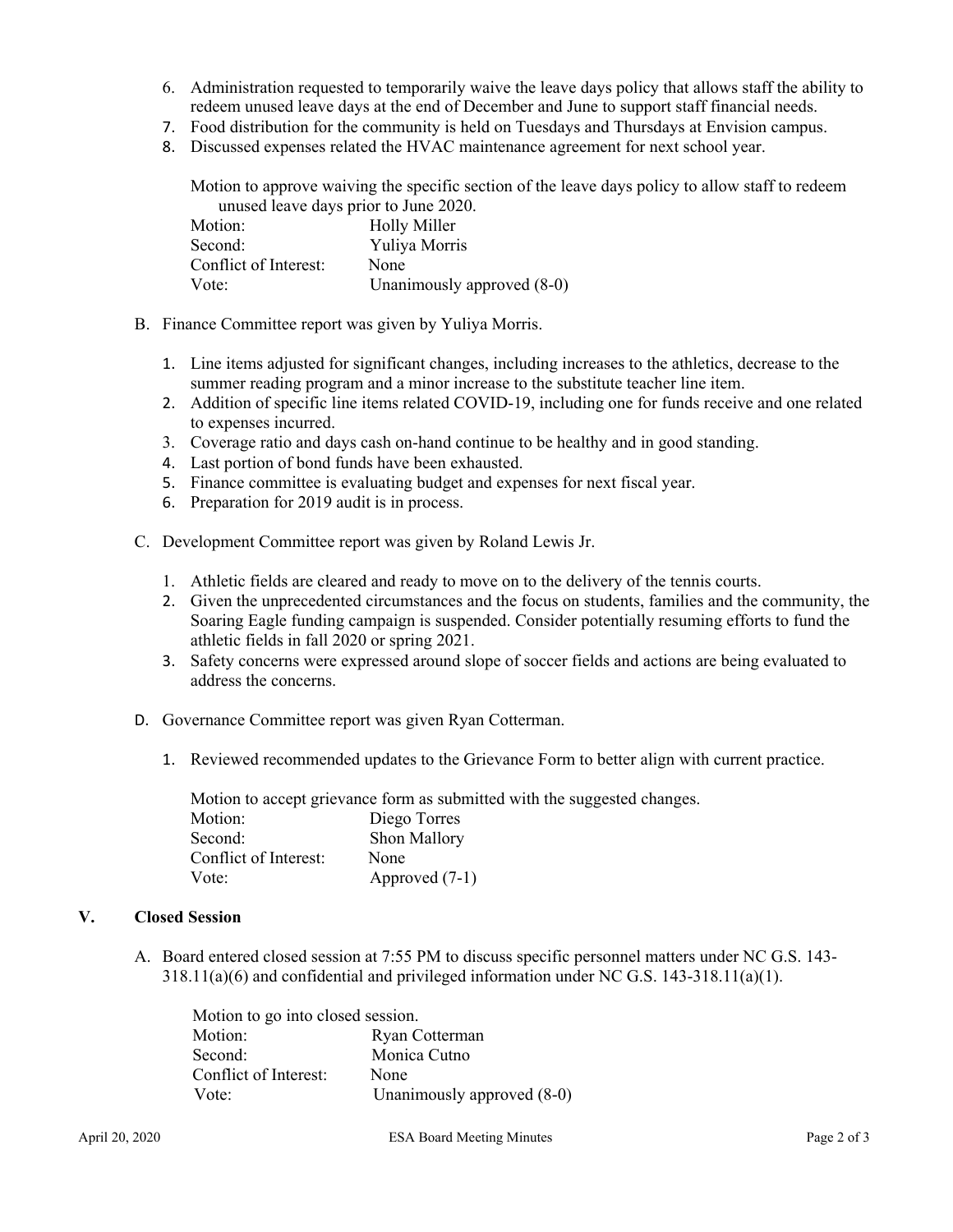6. Administration requested to temporarily waive the leave days policy that allows staff the ability to redeem unused leave days at the end of December and June to support staff financial needs.
7. Food distribution for the community is held on Tuesdays and Thursdays at Envision campus.
8. Discussed expenses related the HVAC maintenance agreement for next school year.

   Motion to approve waiving the specific section of the leave days policy to allow staff to redeem unused leave days prior to June 2020.

   Motion: Holly Miller
   Second: Yuliya Morris
   Conflict of Interest: None
   Vote: Unanimously approved (8-0)

B. Finance Committee report was given by Yuliya Morris.

   1. Line items adjusted for significant changes, including increases to the athletics, decrease to the summer reading program and a minor increase to the substitute teacher line item.
   2. Addition of specific line items related COVID-19, including one for funds receive and one related to expenses incurred.
   3. Coverage ratio and days cash on-hand continue to be healthy and in good standing.
   4. Last portion of bond funds have been exhausted.
   5. Finance committee is evaluating budget and expenses for next fiscal year.
   6. Preparation for 2019 audit is in process.

C. Development Committee report was given by Roland Lewis Jr.

   1. Athletic fields are cleared and ready to move on to the delivery of the tennis courts.
   2. Given the unprecedented circumstances and the focus on students, families and the community, the Soaring Eagle funding campaign is suspended. Consider potentially resuming efforts to fund the athletic fields in fall 2020 or spring 2021.
   3. Safety concerns were expressed around slope of soccer fields and actions are being evaluated to address the concerns.

D. Governance Committee report was given Ryan Cotterman.

   1. Reviewed recommended updates to the Grievance Form to better align with current practice.

   Motion to accept grievance form as submitted with the suggested changes.

   Motion: Diego Torres
   Second: Shon Mallory
   Conflict of Interest: None
   Vote: Approved (7-1)

## V. Closed Session

A. Board entered closed session at 7:55 PM to discuss specific personnel matters under NC G.S. 143-318.11(a)(6) and confidential and privileged information under NC G.S. 143-318.11(a)(1).

   Motion to go into closed session.

   Motion: Ryan Cotterman
   Second: Monica Cutno
   Conflict of Interest: None
   Vote: Unanimously approved (8-0)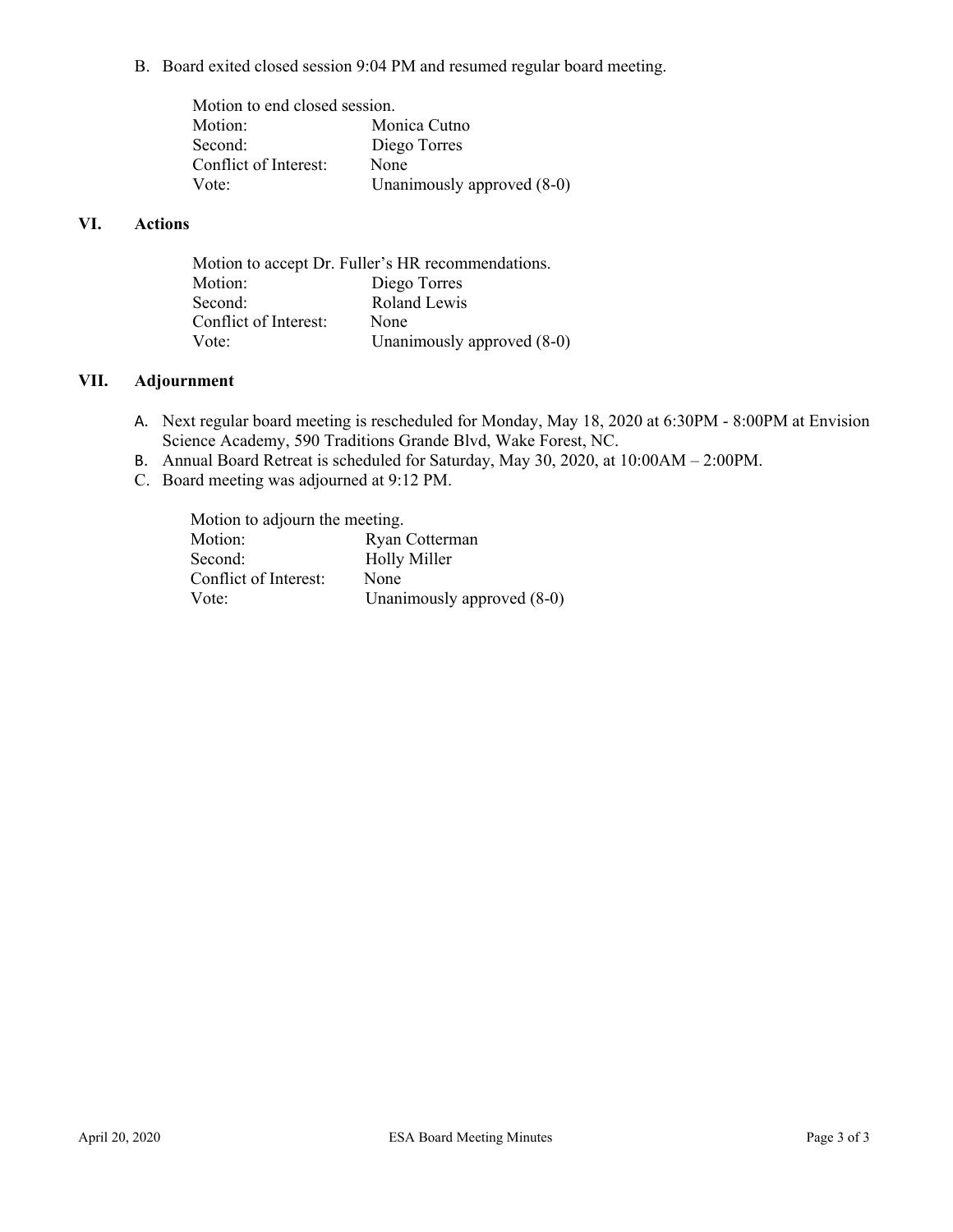B. Board exited closed session 9:04 PM and resumed regular board meeting.

| | |
|---|---|
| Motion to end closed session. | |
| Motion: | Monica Cutno |
| Second: | Diego Torres |
| Conflict of Interest: | None |
| Vote: | Unanimously approved (8-0) |

## VI. Actions

| | |
|---|---|
| Motion to accept Dr. Fuller's HR recommendations. | |
| Motion: | Diego Torres |
| Second: | Roland Lewis |
| Conflict of Interest: | None |
| Vote: | Unanimously approved (8-0) |

## VII. Adjournment

A. Next regular board meeting is rescheduled for Monday, May 18, 2020 at 6:30PM - 8:00PM at Envision Science Academy, 590 Traditions Grande Blvd, Wake Forest, NC.
B. Annual Board Retreat is scheduled for Saturday, May 30, 2020, at 10:00AM – 2:00PM.
C. Board meeting was adjourned at 9:12 PM.

| | |
|---|---|
| Motion to adjourn the meeting. | |
| Motion: | Ryan Cotterman |
| Second: | Holly Miller |
| Conflict of Interest: | None |
| Vote: | Unanimously approved (8-0) |